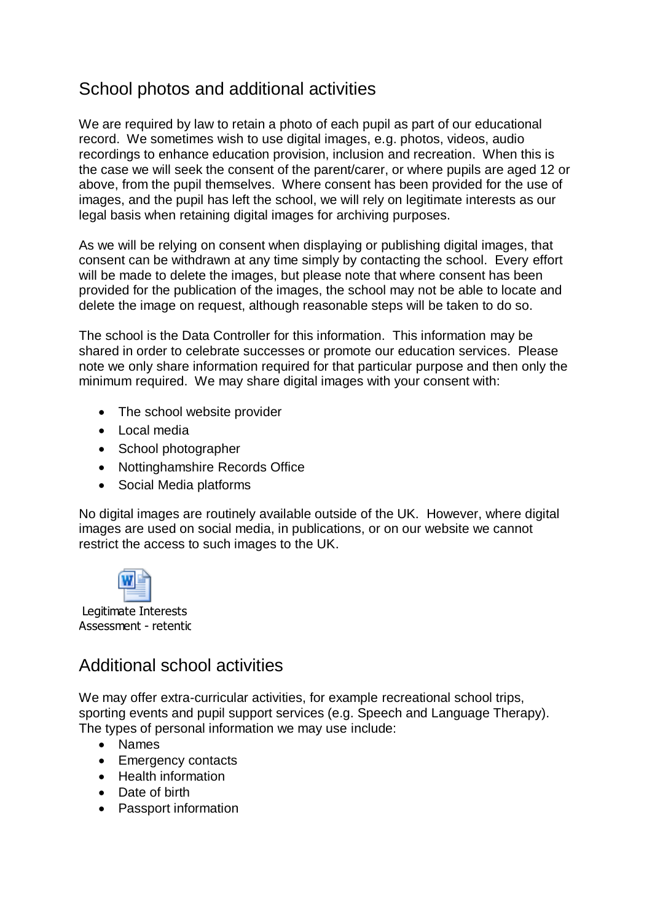## School photos and additional activities

We are required by law to retain a photo of each pupil as part of our educational record. We sometimes wish to use digital images, e.g. photos, videos, audio recordings to enhance education provision, inclusion and recreation. When this is the case we will seek the consent of the parent/carer, or where pupils are aged 12 or above, from the pupil themselves. Where consent has been provided for the use of images, and the pupil has left the school, we will rely on legitimate interests as our legal basis when retaining digital images for archiving purposes.

As we will be relying on consent when displaying or publishing digital images, that consent can be withdrawn at any time simply by contacting the school. Every effort will be made to delete the images, but please note that where consent has been provided for the publication of the images, the school may not be able to locate and delete the image on request, although reasonable steps will be taken to do so.

The school is the Data Controller for this information. This information may be shared in order to celebrate successes or promote our education services. Please note we only share information required for that particular purpose and then only the minimum required. We may share digital images with your consent with:

- The school website provider
- Local media
- School photographer
- Nottinghamshire Records Office
- Social Media platforms

No digital images are routinely available outside of the UK. However, where digital images are used on social media, in publications, or on our website we cannot restrict the access to such images to the UK.

Legitimate Interests Assessment - retentic

## Additional school activities

We may offer extra-curricular activities, for example recreational school trips, sporting events and pupil support services (e.g. Speech and Language Therapy). The types of personal information we may use include:

- Names
- Emergency contacts
- Health information
- Date of birth
- Passport information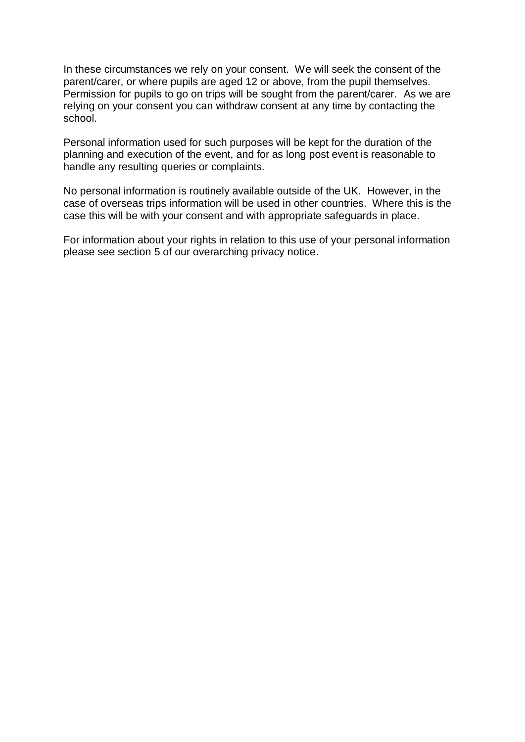In these circumstances we rely on your consent. We will seek the consent of the parent/carer, or where pupils are aged 12 or above, from the pupil themselves. Permission for pupils to go on trips will be sought from the parent/carer. As we are relying on your consent you can withdraw consent at any time by contacting the school.

Personal information used for such purposes will be kept for the duration of the planning and execution of the event, and for as long post event is reasonable to handle any resulting queries or complaints.

No personal information is routinely available outside of the UK. However, in the case of overseas trips information will be used in other countries. Where this is the case this will be with your consent and with appropriate safeguards in place.

For information about your rights in relation to this use of your personal information please see section 5 of our overarching privacy notice.